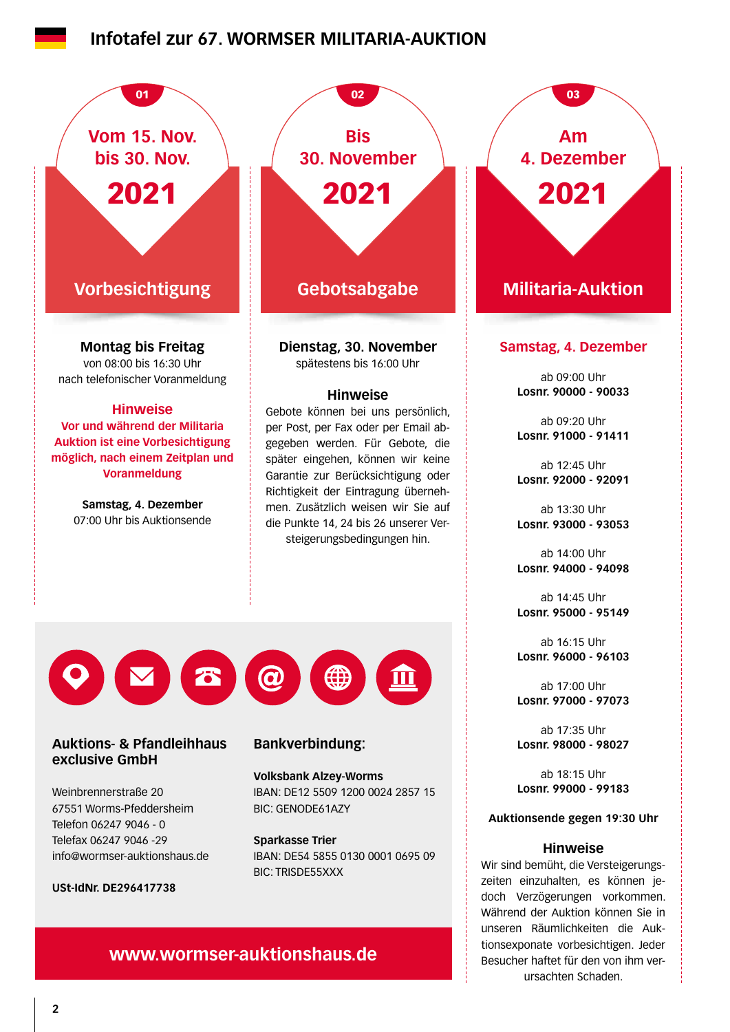# Infotafel zur 67. WORMSER MILITARIA-AUKTION

## 01 – Vom 15. Nov. bis 30. Nov. 2021

### Vorbesichtigung

**Montag bis Freitag**
von 08:00 bis 16:30 Uhr
nach telefonischer Voranmeldung

**Hinweise**

**Vor und während der Militaria Auktion ist eine Vorbesichtigung möglich, nach einem Zeitplan und Voranmeldung**

**Samstag, 4. Dezember**
07:00 Uhr bis Auktionsende

## 02 – Bis 30. November 2021

### Gebotsabgabe

**Dienstag, 30. November**
spätestens bis 16:00 Uhr

**Hinweise**

Gebote können bei uns persönlich, per Post, per Fax oder per Email abgegeben werden. Für Gebote, die später eingehen, können wir keine Garantie zur Berücksichtigung oder Richtigkeit der Eintragung übernehmen. Zusätzlich weisen wir Sie auf die Punkte 14, 24 bis 26 unserer Versteigerungsbedingungen hin.

## 03 – Am 4. Dezember 2021

### Militaria-Auktion

**Samstag, 4. Dezember**

ab 09:00 Uhr
**Losnr. 90000 - 90033**

ab 09:20 Uhr
**Losnr. 91000 - 91411**

ab 12:45 Uhr
**Losnr. 92000 - 92091**

ab 13:30 Uhr
**Losnr. 93000 - 93053**

ab 14:00 Uhr
**Losnr. 94000 - 94098**

ab 14:45 Uhr
**Losnr. 95000 - 95149**

ab 16:15 Uhr
**Losnr. 96000 - 96103**

ab 17:00 Uhr
**Losnr. 97000 - 97073**

ab 17:35 Uhr
**Losnr. 98000 - 98027**

ab 18:15 Uhr
**Losnr. 99000 - 99183**

**Auktionsende gegen 19:30 Uhr**

**Hinweise**

Wir sind bemüht, die Versteigerungszeiten einzuhalten, es können jedoch Verzögerungen vorkommen. Während der Auktion können Sie in unseren Räumlichkeiten die Auktionsexponate vorbesichtigen. Jeder Besucher haftet für den von ihm verursachten Schaden.

---

**Auktions- & Pfandleihhaus exclusive GmbH**

Weinbrennerstraße 20
67551 Worms-Pfeddersheim
Telefon 06247 9046 - 0
Telefax 06247 9046 -29
info@wormser-auktionshaus.de

**USt-IdNr. DE296417738**

**Bankverbindung:**

**Volksbank Alzey-Worms**
IBAN: DE12 5509 1200 0024 2857 15
BIC: GENODE61AZY

**Sparkasse Trier**
IBAN: DE54 5855 0130 0001 0695 09
BIC: TRISDE55XXX

**www.wormser-auktionshaus.de**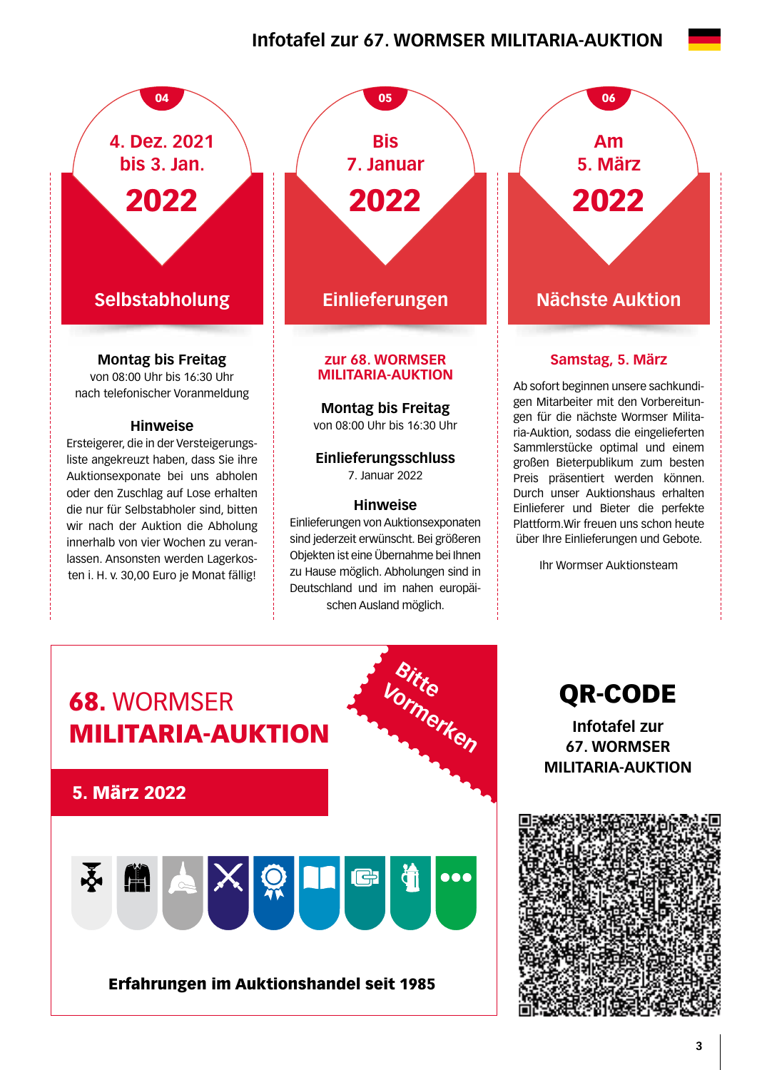# Infotafel zur 67. WORMSER MILITARIA-AUKTION

## 04

4. Dez. 2021 bis 3. Jan. **2022**

### Selbstabholung

**Montag bis Freitag**
von 08:00 Uhr bis 16:30 Uhr
nach telefonischer Voranmeldung

**Hinweise**

Ersteigerer, die in der Versteigerungsliste angekreuzt haben, dass Sie ihre Auktionsexponate bei uns abholen oder den Zuschlag auf Lose erhalten die nur für Selbstabholer sind, bitten wir nach der Auktion die Abholung innerhalb von vier Wochen zu veranlassen. Ansonsten werden Lagerkosten i. H. v. 30,00 Euro je Monat fällig!

## 05

Bis 7. Januar **2022**

### Einlieferungen

**zur 68. WORMSER MILITARIA-AUKTION**

**Montag bis Freitag**
von 08:00 Uhr bis 16:30 Uhr

**Einlieferungsschluss**
7. Januar 2022

**Hinweise**

Einlieferungen von Auktionsexponaten sind jederzeit erwünscht. Bei größeren Objekten ist eine Übernahme bei Ihnen zu Hause möglich. Abholungen sind in Deutschland und im nahen europäischen Ausland möglich.

## 06

Am 5. März **2022**

### Nächste Auktion

**Samstag, 5. März**

Ab sofort beginnen unsere sachkundigen Mitarbeiter mit den Vorbereitungen für die nächste Wormser Militaria-Auktion, sodass die eingelieferten Sammlerstücke optimal und einem großen Bieterpublikum zum besten Preis präsentiert werden können. Durch unser Auktionshaus erhalten Einlieferer und Bieter die perfekte Plattform.Wir freuen uns schon heute über Ihre Einlieferungen und Gebote.

Ihr Wormser Auktionsteam

---

## **68.** WORMSER **MILITARIA-AUKTION**

Bitte Vormerken

**5. März 2022**

**Erfahrungen im Auktionshandel seit 1985**

## QR-CODE

**Infotafel zur 67. WORMSER MILITARIA-AUKTION**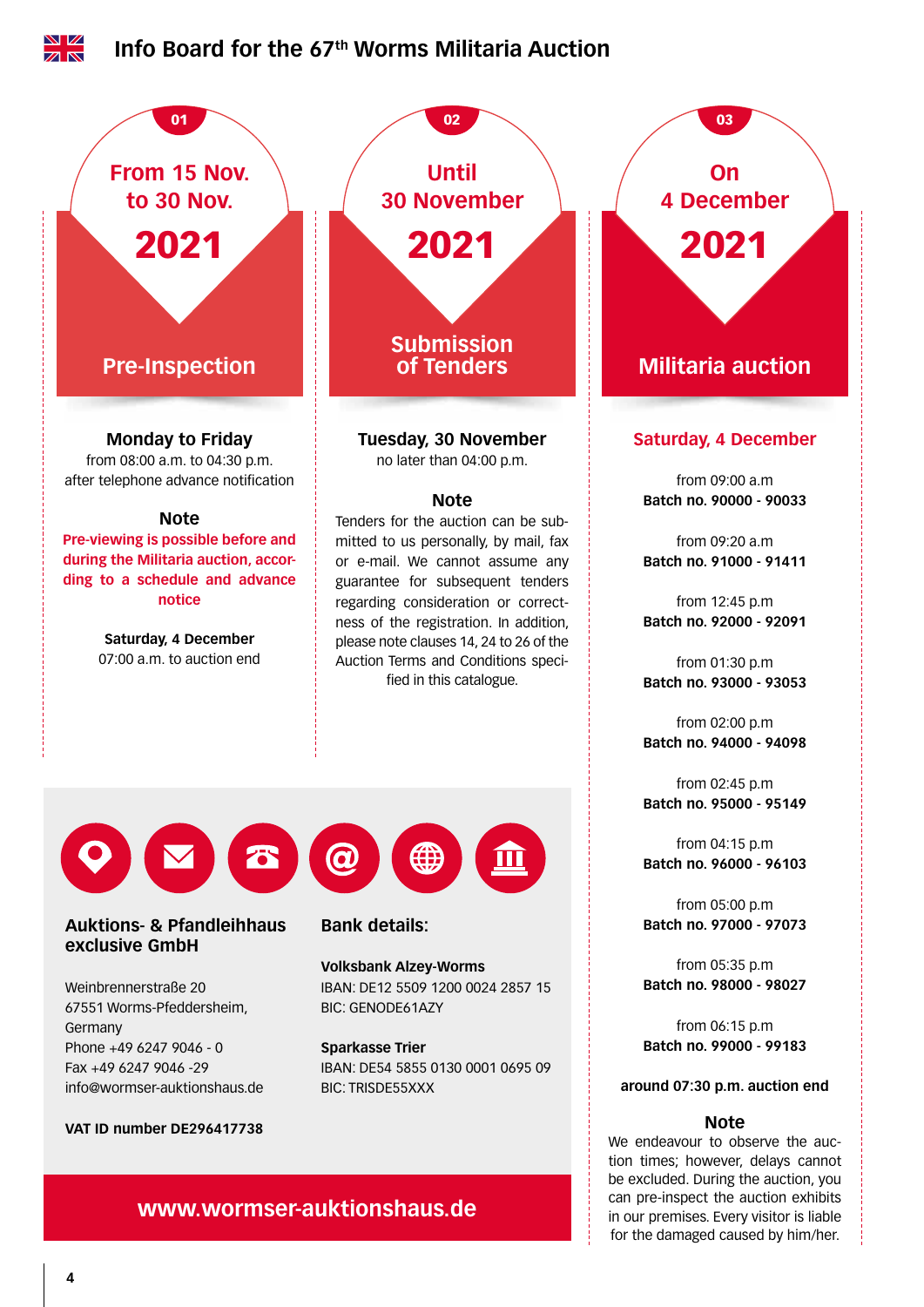# Info Board for the 67th Worms Militaria Auction

## 01

**From 15 Nov. to 30 Nov.**

**2021**

### Pre-Inspection

**Monday to Friday**
from 08:00 a.m. to 04:30 p.m.
after telephone advance notification

**Note**

**Pre-viewing is possible before and during the Militaria auction, according to a schedule and advance notice**

**Saturday, 4 December**
07:00 a.m. to auction end

## 02

**Until 30 November**

**2021**

### Submission of Tenders

**Tuesday, 30 November**
no later than 04:00 p.m.

**Note**

Tenders for the auction can be submitted to us personally, by mail, fax or e-mail. We cannot assume any guarantee for subsequent tenders regarding consideration or correctness of the registration. In addition, please note clauses 14, 24 to 26 of the Auction Terms and Conditions specified in this catalogue.

## 03

**On 4 December**

**2021**

### Militaria auction

**Saturday, 4 December**

from 09:00 a.m
**Batch no. 90000 - 90033**

from 09:20 a.m
**Batch no. 91000 - 91411**

from 12:45 p.m
**Batch no. 92000 - 92091**

from 01:30 p.m
**Batch no. 93000 - 93053**

from 02:00 p.m
**Batch no. 94000 - 94098**

from 02:45 p.m
**Batch no. 95000 - 95149**

from 04:15 p.m
**Batch no. 96000 - 96103**

from 05:00 p.m
**Batch no. 97000 - 97073**

from 05:35 p.m
**Batch no. 98000 - 98027**

from 06:15 p.m
**Batch no. 99000 - 99183**

**around 07:30 p.m. auction end**

**Note**

We endeavour to observe the auction times; however, delays cannot be excluded. During the auction, you can pre-inspect the auction exhibits in our premises. Every visitor is liable for the damaged caused by him/her.

---

**Auktions- & Pfandleihhaus exclusive GmbH**

Weinbrennerstraße 20
67551 Worms-Pfeddersheim,
Germany
Phone +49 6247 9046 - 0
Fax +49 6247 9046 -29
info@wormser-auktionshaus.de

**VAT ID number DE296417738**

**Bank details:**

**Volksbank Alzey-Worms**
IBAN: DE12 5509 1200 0024 2857 15
BIC: GENODE61AZY

**Sparkasse Trier**
IBAN: DE54 5855 0130 0001 0695 09
BIC: TRISDE55XXX

**www.wormser-auktionshaus.de**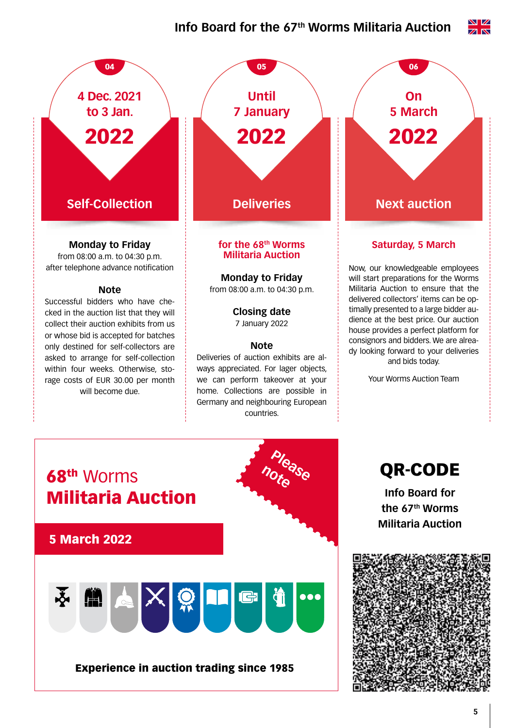# Info Board for the 67th Worms Militaria Auction

## 04

4 Dec. 2021 to 3 Jan. 2022

### Self-Collection

**Monday to Friday**
from 08:00 a.m. to 04:30 p.m.
after telephone advance notification

**Note**
Successful bidders who have checked in the auction list that they will collect their auction exhibits from us or whose bid is accepted for batches only destined for self-collectors are asked to arrange for self-collection within four weeks. Otherwise, storage costs of EUR 30.00 per month will become due.

## 05

Until 7 January 2022

### Deliveries

**for the 68th Worms Militaria Auction**

**Monday to Friday**
from 08:00 a.m. to 04:30 p.m.

**Closing date**
7 January 2022

**Note**
Deliveries of auction exhibits are always appreciated. For lager objects, we can perform takeover at your home. Collections are possible in Germany and neighbouring European countries.

## 06

On 5 March 2022

### Next auction

**Saturday, 5 March**

Now, our knowledgeable employees will start preparations for the Worms Militaria Auction to ensure that the delivered collectors' items can be optimally presented to a large bidder audience at the best price. Our auction house provides a perfect platform for consignors and bidders. We are already looking forward to your deliveries and bids today.

Your Worms Auction Team

---

## 68th Worms Militaria Auction

**Please note**

**5 March 2022**

**Experience in auction trading since 1985**

## QR-CODE

**Info Board for the 67th Worms Militaria Auction**